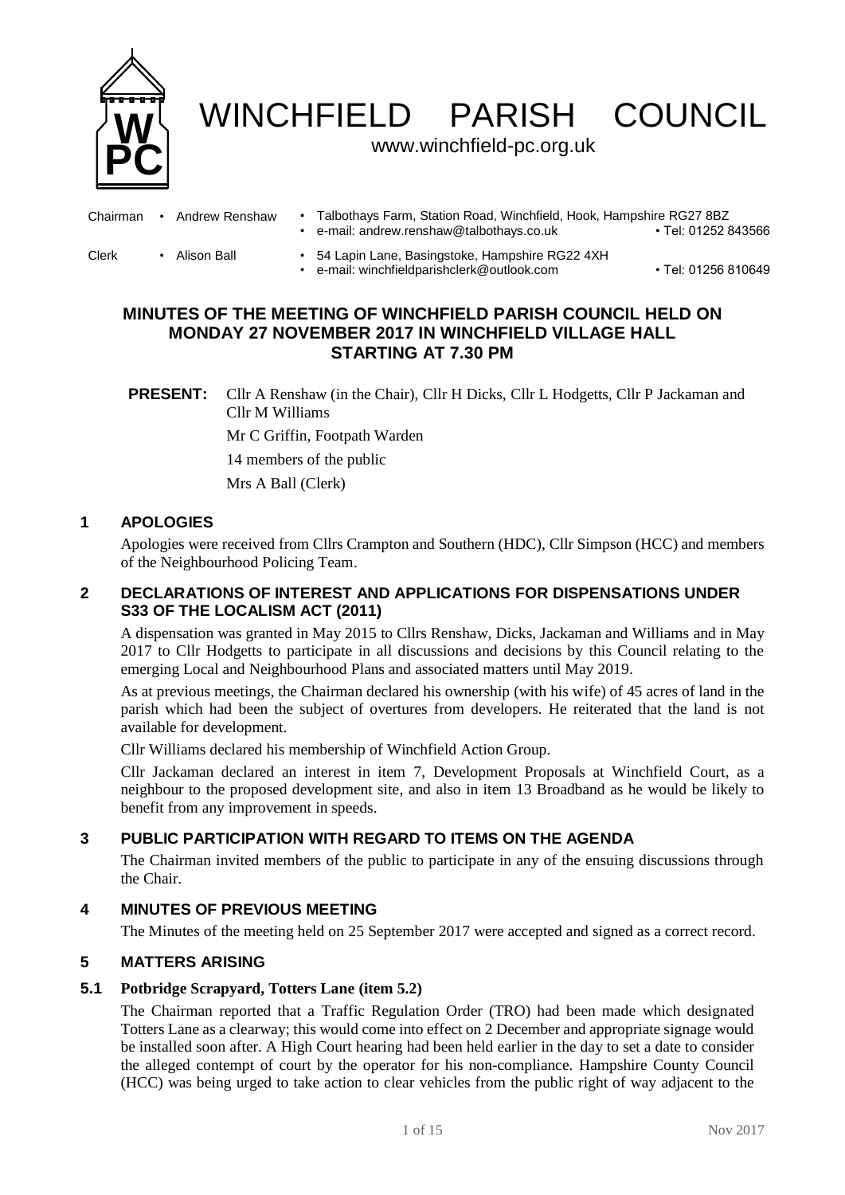# WINCHFIELD PARISH COUNCIL

www.winchfield-pc.org.uk

| | | |
|---|---|---|
| Chairman • Andrew Renshaw | • Talbothays Farm, Station Road, Winchfield, Hook, Hampshire RG27 8BZ<br>• e-mail: andrew.renshaw@talbothays.co.uk | • Tel: 01252 843566 |
| Clerk • Alison Ball | • 54 Lapin Lane, Basingstoke, Hampshire RG22 4XH<br>• e-mail: winchfieldparishclerk@outlook.com | • Tel: 01256 810649 |

## MINUTES OF THE MEETING OF WINCHFIELD PARISH COUNCIL HELD ON MONDAY 27 NOVEMBER 2017 IN WINCHFIELD VILLAGE HALL STARTING AT 7.30 PM

**PRESENT:** Cllr A Renshaw (in the Chair), Cllr H Dicks, Cllr L Hodgetts, Cllr P Jackaman and Cllr M Williams

Mr C Griffin, Footpath Warden

14 members of the public

Mrs A Ball (Clerk)

### 1 APOLOGIES

Apologies were received from Cllrs Crampton and Southern (HDC), Cllr Simpson (HCC) and members of the Neighbourhood Policing Team.

### 2 DECLARATIONS OF INTEREST AND APPLICATIONS FOR DISPENSATIONS UNDER S33 OF THE LOCALISM ACT (2011)

A dispensation was granted in May 2015 to Cllrs Renshaw, Dicks, Jackaman and Williams and in May 2017 to Cllr Hodgetts to participate in all discussions and decisions by this Council relating to the emerging Local and Neighbourhood Plans and associated matters until May 2019.

As at previous meetings, the Chairman declared his ownership (with his wife) of 45 acres of land in the parish which had been the subject of overtures from developers. He reiterated that the land is not available for development.

Cllr Williams declared his membership of Winchfield Action Group.

Cllr Jackaman declared an interest in item 7, Development Proposals at Winchfield Court, as a neighbour to the proposed development site, and also in item 13 Broadband as he would be likely to benefit from any improvement in speeds.

### 3 PUBLIC PARTICIPATION WITH REGARD TO ITEMS ON THE AGENDA

The Chairman invited members of the public to participate in any of the ensuing discussions through the Chair.

### 4 MINUTES OF PREVIOUS MEETING

The Minutes of the meeting held on 25 September 2017 were accepted and signed as a correct record.

### 5 MATTERS ARISING

#### 5.1 Potbridge Scrapyard, Totters Lane (item 5.2)

The Chairman reported that a Traffic Regulation Order (TRO) had been made which designated Totters Lane as a clearway; this would come into effect on 2 December and appropriate signage would be installed soon after. A High Court hearing had been held earlier in the day to set a date to consider the alleged contempt of court by the operator for his non-compliance. Hampshire County Council (HCC) was being urged to take action to clear vehicles from the public right of way adjacent to the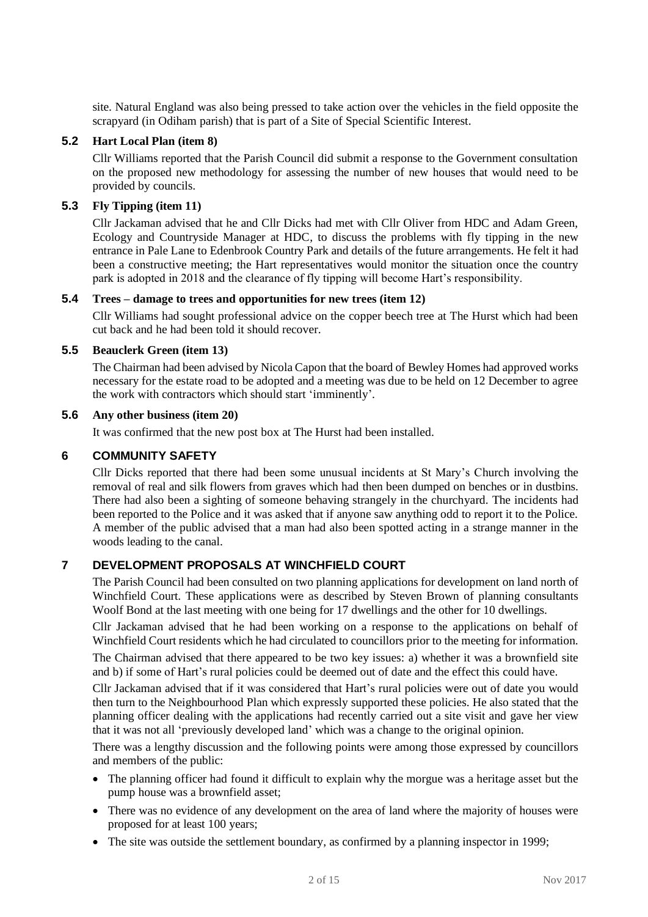site. Natural England was also being pressed to take action over the vehicles in the field opposite the scrapyard (in Odiham parish) that is part of a Site of Special Scientific Interest.

### 5.2 Hart Local Plan (item 8)

Cllr Williams reported that the Parish Council did submit a response to the Government consultation on the proposed new methodology for assessing the number of new houses that would need to be provided by councils.

### 5.3 Fly Tipping (item 11)

Cllr Jackaman advised that he and Cllr Dicks had met with Cllr Oliver from HDC and Adam Green, Ecology and Countryside Manager at HDC, to discuss the problems with fly tipping in the new entrance in Pale Lane to Edenbrook Country Park and details of the future arrangements. He felt it had been a constructive meeting; the Hart representatives would monitor the situation once the country park is adopted in 2018 and the clearance of fly tipping will become Hart's responsibility.

### 5.4 Trees – damage to trees and opportunities for new trees (item 12)

Cllr Williams had sought professional advice on the copper beech tree at The Hurst which had been cut back and he had been told it should recover.

### 5.5 Beauclerk Green (item 13)

The Chairman had been advised by Nicola Capon that the board of Bewley Homes had approved works necessary for the estate road to be adopted and a meeting was due to be held on 12 December to agree the work with contractors which should start 'imminently'.

### 5.6 Any other business (item 20)

It was confirmed that the new post box at The Hurst had been installed.

## 6 COMMUNITY SAFETY

Cllr Dicks reported that there had been some unusual incidents at St Mary's Church involving the removal of real and silk flowers from graves which had then been dumped on benches or in dustbins. There had also been a sighting of someone behaving strangely in the churchyard. The incidents had been reported to the Police and it was asked that if anyone saw anything odd to report it to the Police. A member of the public advised that a man had also been spotted acting in a strange manner in the woods leading to the canal.

## 7 DEVELOPMENT PROPOSALS AT WINCHFIELD COURT

The Parish Council had been consulted on two planning applications for development on land north of Winchfield Court. These applications were as described by Steven Brown of planning consultants Woolf Bond at the last meeting with one being for 17 dwellings and the other for 10 dwellings.

Cllr Jackaman advised that he had been working on a response to the applications on behalf of Winchfield Court residents which he had circulated to councillors prior to the meeting for information.

The Chairman advised that there appeared to be two key issues: a) whether it was a brownfield site and b) if some of Hart's rural policies could be deemed out of date and the effect this could have.

Cllr Jackaman advised that if it was considered that Hart's rural policies were out of date you would then turn to the Neighbourhood Plan which expressly supported these policies. He also stated that the planning officer dealing with the applications had recently carried out a site visit and gave her view that it was not all 'previously developed land' which was a change to the original opinion.

There was a lengthy discussion and the following points were among those expressed by councillors and members of the public:

- The planning officer had found it difficult to explain why the morgue was a heritage asset but the pump house was a brownfield asset;
- There was no evidence of any development on the area of land where the majority of houses were proposed for at least 100 years;
- The site was outside the settlement boundary, as confirmed by a planning inspector in 1999;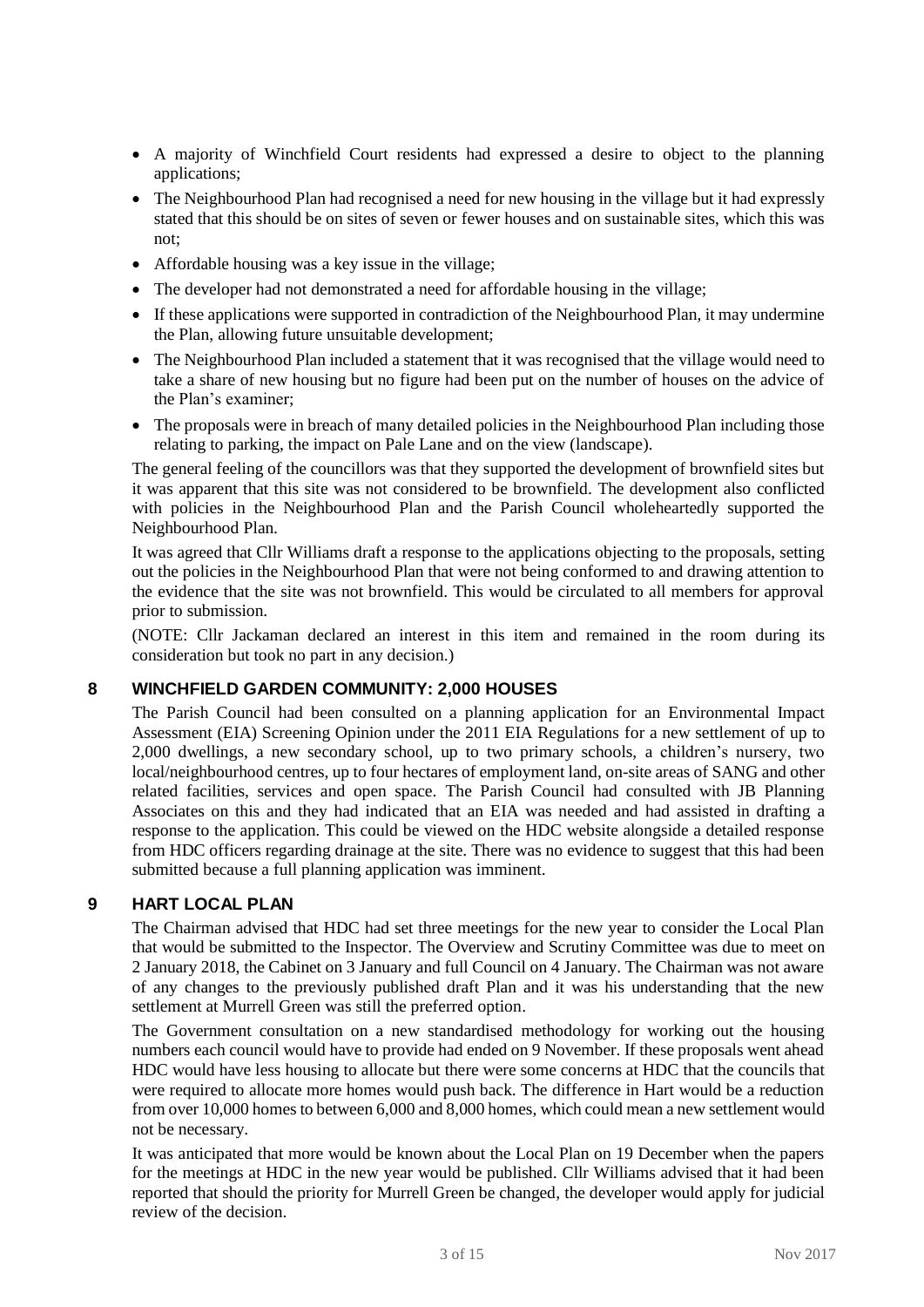- A majority of Winchfield Court residents had expressed a desire to object to the planning applications;
- The Neighbourhood Plan had recognised a need for new housing in the village but it had expressly stated that this should be on sites of seven or fewer houses and on sustainable sites, which this was not;
- Affordable housing was a key issue in the village;
- The developer had not demonstrated a need for affordable housing in the village;
- If these applications were supported in contradiction of the Neighbourhood Plan, it may undermine the Plan, allowing future unsuitable development;
- The Neighbourhood Plan included a statement that it was recognised that the village would need to take a share of new housing but no figure had been put on the number of houses on the advice of the Plan's examiner;
- The proposals were in breach of many detailed policies in the Neighbourhood Plan including those relating to parking, the impact on Pale Lane and on the view (landscape).

The general feeling of the councillors was that they supported the development of brownfield sites but it was apparent that this site was not considered to be brownfield. The development also conflicted with policies in the Neighbourhood Plan and the Parish Council wholeheartedly supported the Neighbourhood Plan.

It was agreed that Cllr Williams draft a response to the applications objecting to the proposals, setting out the policies in the Neighbourhood Plan that were not being conformed to and drawing attention to the evidence that the site was not brownfield. This would be circulated to all members for approval prior to submission.

(NOTE: Cllr Jackaman declared an interest in this item and remained in the room during its consideration but took no part in any decision.)

## 8 WINCHFIELD GARDEN COMMUNITY: 2,000 HOUSES

The Parish Council had been consulted on a planning application for an Environmental Impact Assessment (EIA) Screening Opinion under the 2011 EIA Regulations for a new settlement of up to 2,000 dwellings, a new secondary school, up to two primary schools, a children's nursery, two local/neighbourhood centres, up to four hectares of employment land, on-site areas of SANG and other related facilities, services and open space. The Parish Council had consulted with JB Planning Associates on this and they had indicated that an EIA was needed and had assisted in drafting a response to the application. This could be viewed on the HDC website alongside a detailed response from HDC officers regarding drainage at the site. There was no evidence to suggest that this had been submitted because a full planning application was imminent.

## 9 HART LOCAL PLAN

The Chairman advised that HDC had set three meetings for the new year to consider the Local Plan that would be submitted to the Inspector. The Overview and Scrutiny Committee was due to meet on 2 January 2018, the Cabinet on 3 January and full Council on 4 January. The Chairman was not aware of any changes to the previously published draft Plan and it was his understanding that the new settlement at Murrell Green was still the preferred option.

The Government consultation on a new standardised methodology for working out the housing numbers each council would have to provide had ended on 9 November. If these proposals went ahead HDC would have less housing to allocate but there were some concerns at HDC that the councils that were required to allocate more homes would push back. The difference in Hart would be a reduction from over 10,000 homes to between 6,000 and 8,000 homes, which could mean a new settlement would not be necessary.

It was anticipated that more would be known about the Local Plan on 19 December when the papers for the meetings at HDC in the new year would be published. Cllr Williams advised that it had been reported that should the priority for Murrell Green be changed, the developer would apply for judicial review of the decision.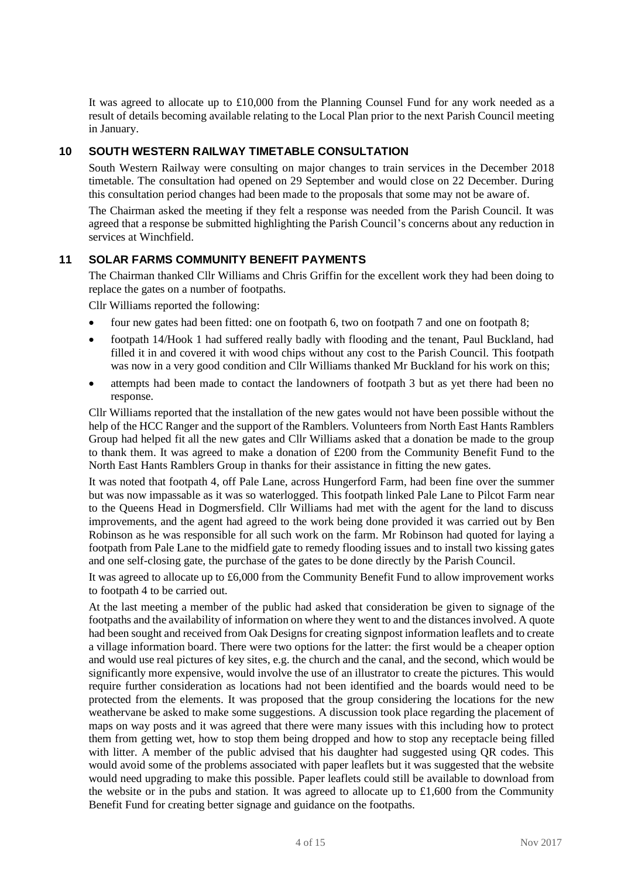It was agreed to allocate up to £10,000 from the Planning Counsel Fund for any work needed as a result of details becoming available relating to the Local Plan prior to the next Parish Council meeting in January.

## 10 SOUTH WESTERN RAILWAY TIMETABLE CONSULTATION

South Western Railway were consulting on major changes to train services in the December 2018 timetable. The consultation had opened on 29 September and would close on 22 December. During this consultation period changes had been made to the proposals that some may not be aware of.

The Chairman asked the meeting if they felt a response was needed from the Parish Council. It was agreed that a response be submitted highlighting the Parish Council's concerns about any reduction in services at Winchfield.

## 11 SOLAR FARMS COMMUNITY BENEFIT PAYMENTS

The Chairman thanked Cllr Williams and Chris Griffin for the excellent work they had been doing to replace the gates on a number of footpaths.

Cllr Williams reported the following:

- four new gates had been fitted: one on footpath 6, two on footpath 7 and one on footpath 8;
- footpath 14/Hook 1 had suffered really badly with flooding and the tenant, Paul Buckland, had filled it in and covered it with wood chips without any cost to the Parish Council. This footpath was now in a very good condition and Cllr Williams thanked Mr Buckland for his work on this;
- attempts had been made to contact the landowners of footpath 3 but as yet there had been no response.

Cllr Williams reported that the installation of the new gates would not have been possible without the help of the HCC Ranger and the support of the Ramblers. Volunteers from North East Hants Ramblers Group had helped fit all the new gates and Cllr Williams asked that a donation be made to the group to thank them. It was agreed to make a donation of £200 from the Community Benefit Fund to the North East Hants Ramblers Group in thanks for their assistance in fitting the new gates.

It was noted that footpath 4, off Pale Lane, across Hungerford Farm, had been fine over the summer but was now impassable as it was so waterlogged. This footpath linked Pale Lane to Pilcot Farm near to the Queens Head in Dogmersfield. Cllr Williams had met with the agent for the land to discuss improvements, and the agent had agreed to the work being done provided it was carried out by Ben Robinson as he was responsible for all such work on the farm. Mr Robinson had quoted for laying a footpath from Pale Lane to the midfield gate to remedy flooding issues and to install two kissing gates and one self-closing gate, the purchase of the gates to be done directly by the Parish Council.

It was agreed to allocate up to £6,000 from the Community Benefit Fund to allow improvement works to footpath 4 to be carried out.

At the last meeting a member of the public had asked that consideration be given to signage of the footpaths and the availability of information on where they went to and the distances involved. A quote had been sought and received from Oak Designs for creating signpost information leaflets and to create a village information board. There were two options for the latter: the first would be a cheaper option and would use real pictures of key sites, e.g. the church and the canal, and the second, which would be significantly more expensive, would involve the use of an illustrator to create the pictures. This would require further consideration as locations had not been identified and the boards would need to be protected from the elements. It was proposed that the group considering the locations for the new weathervane be asked to make some suggestions. A discussion took place regarding the placement of maps on way posts and it was agreed that there were many issues with this including how to protect them from getting wet, how to stop them being dropped and how to stop any receptacle being filled with litter. A member of the public advised that his daughter had suggested using QR codes. This would avoid some of the problems associated with paper leaflets but it was suggested that the website would need upgrading to make this possible. Paper leaflets could still be available to download from the website or in the pubs and station. It was agreed to allocate up to £1,600 from the Community Benefit Fund for creating better signage and guidance on the footpaths.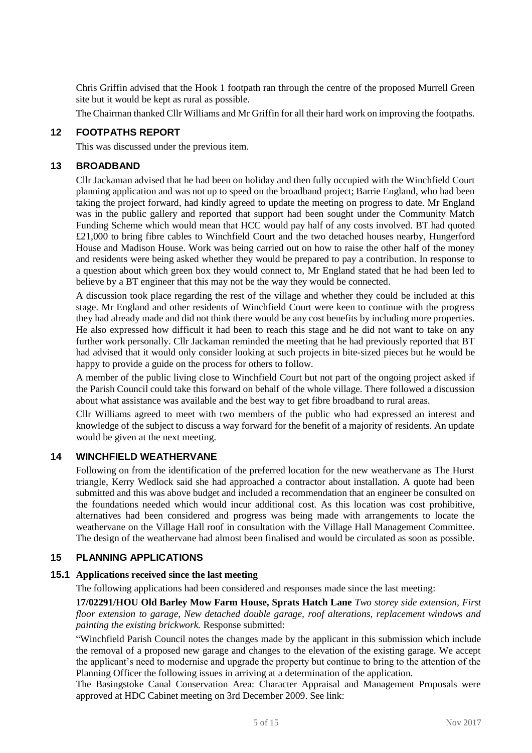Chris Griffin advised that the Hook 1 footpath ran through the centre of the proposed Murrell Green site but it would be kept as rural as possible.

The Chairman thanked Cllr Williams and Mr Griffin for all their hard work on improving the footpaths.

## 12 FOOTPATHS REPORT

This was discussed under the previous item.

## 13 BROADBAND

Cllr Jackaman advised that he had been on holiday and then fully occupied with the Winchfield Court planning application and was not up to speed on the broadband project; Barrie England, who had been taking the project forward, had kindly agreed to update the meeting on progress to date. Mr England was in the public gallery and reported that support had been sought under the Community Match Funding Scheme which would mean that HCC would pay half of any costs involved. BT had quoted £21,000 to bring fibre cables to Winchfield Court and the two detached houses nearby, Hungerford House and Madison House. Work was being carried out on how to raise the other half of the money and residents were being asked whether they would be prepared to pay a contribution. In response to a question about which green box they would connect to, Mr England stated that he had been led to believe by a BT engineer that this may not be the way they would be connected.

A discussion took place regarding the rest of the village and whether they could be included at this stage. Mr England and other residents of Winchfield Court were keen to continue with the progress they had already made and did not think there would be any cost benefits by including more properties. He also expressed how difficult it had been to reach this stage and he did not want to take on any further work personally. Cllr Jackaman reminded the meeting that he had previously reported that BT had advised that it would only consider looking at such projects in bite-sized pieces but he would be happy to provide a guide on the process for others to follow.

A member of the public living close to Winchfield Court but not part of the ongoing project asked if the Parish Council could take this forward on behalf of the whole village. There followed a discussion about what assistance was available and the best way to get fibre broadband to rural areas.

Cllr Williams agreed to meet with two members of the public who had expressed an interest and knowledge of the subject to discuss a way forward for the benefit of a majority of residents. An update would be given at the next meeting.

## 14 WINCHFIELD WEATHERVANE

Following on from the identification of the preferred location for the new weathervane as The Hurst triangle, Kerry Wedlock said she had approached a contractor about installation. A quote had been submitted and this was above budget and included a recommendation that an engineer be consulted on the foundations needed which would incur additional cost. As this location was cost prohibitive, alternatives had been considered and progress was being made with arrangements to locate the weathervane on the Village Hall roof in consultation with the Village Hall Management Committee. The design of the weathervane had almost been finalised and would be circulated as soon as possible.

## 15 PLANNING APPLICATIONS

### 15.1 Applications received since the last meeting

The following applications had been considered and responses made since the last meeting:

**17/02291/HOU Old Barley Mow Farm House, Sprats Hatch Lane** *Two storey side extension, First floor extension to garage, New detached double garage, roof alterations, replacement windows and painting the existing brickwork.* Response submitted:

"Winchfield Parish Council notes the changes made by the applicant in this submission which include the removal of a proposed new garage and changes to the elevation of the existing garage. We accept the applicant's need to modernise and upgrade the property but continue to bring to the attention of the Planning Officer the following issues in arriving at a determination of the application.

The Basingstoke Canal Conservation Area: Character Appraisal and Management Proposals were approved at HDC Cabinet meeting on 3rd December 2009. See link: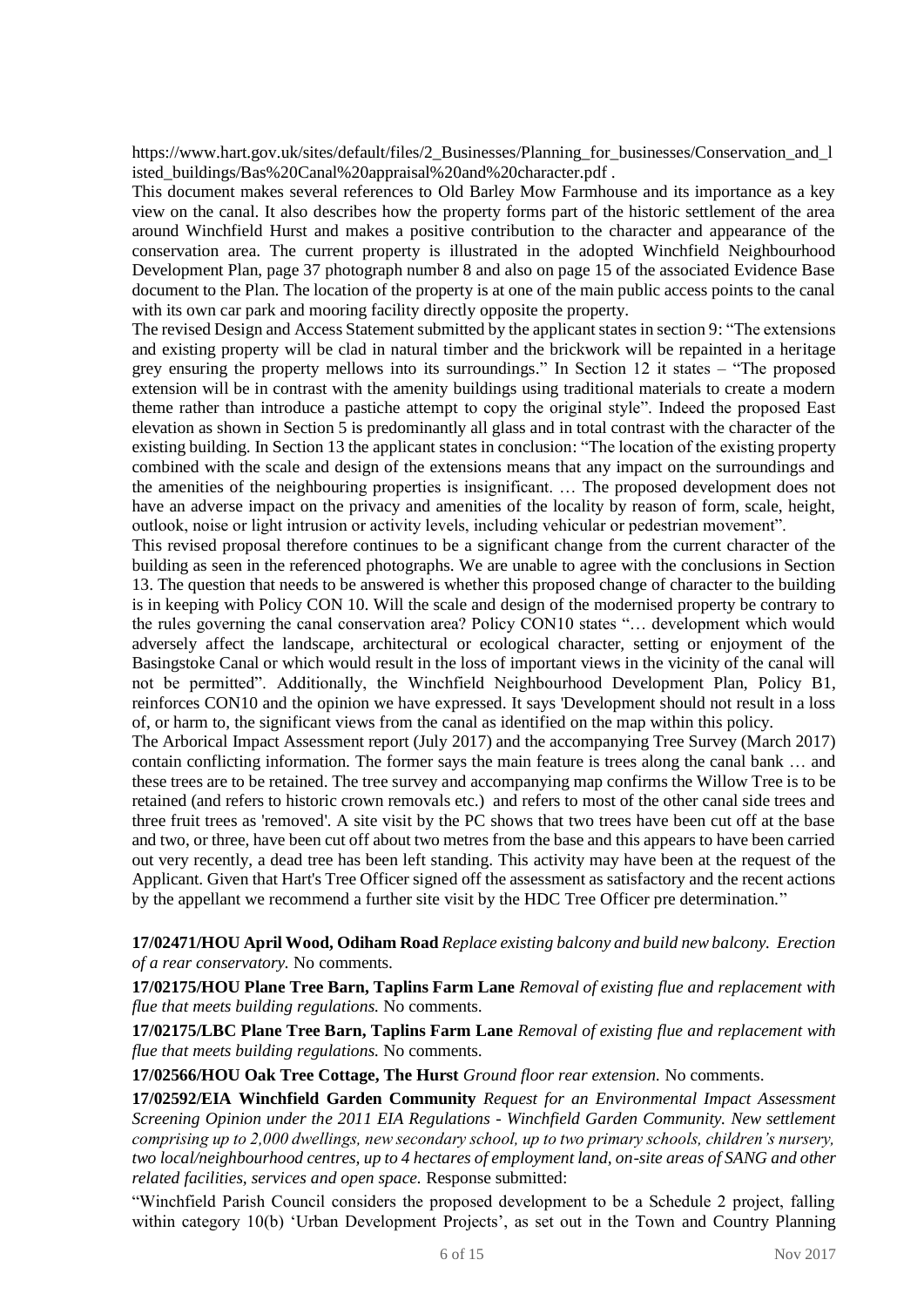https://www.hart.gov.uk/sites/default/files/2_Businesses/Planning_for_businesses/Conservation_and_listed_buildings/Bas%20Canal%20appraisal%20and%20character.pdf .

This document makes several references to Old Barley Mow Farmhouse and its importance as a key view on the canal. It also describes how the property forms part of the historic settlement of the area around Winchfield Hurst and makes a positive contribution to the character and appearance of the conservation area. The current property is illustrated in the adopted Winchfield Neighbourhood Development Plan, page 37 photograph number 8 and also on page 15 of the associated Evidence Base document to the Plan. The location of the property is at one of the main public access points to the canal with its own car park and mooring facility directly opposite the property.

The revised Design and Access Statement submitted by the applicant states in section 9: "The extensions and existing property will be clad in natural timber and the brickwork will be repainted in a heritage grey ensuring the property mellows into its surroundings." In Section 12 it states – "The proposed extension will be in contrast with the amenity buildings using traditional materials to create a modern theme rather than introduce a pastiche attempt to copy the original style". Indeed the proposed East elevation as shown in Section 5 is predominantly all glass and in total contrast with the character of the existing building. In Section 13 the applicant states in conclusion: "The location of the existing property combined with the scale and design of the extensions means that any impact on the surroundings and the amenities of the neighbouring properties is insignificant. … The proposed development does not have an adverse impact on the privacy and amenities of the locality by reason of form, scale, height, outlook, noise or light intrusion or activity levels, including vehicular or pedestrian movement".

This revised proposal therefore continues to be a significant change from the current character of the building as seen in the referenced photographs. We are unable to agree with the conclusions in Section 13. The question that needs to be answered is whether this proposed change of character to the building is in keeping with Policy CON 10. Will the scale and design of the modernised property be contrary to the rules governing the canal conservation area? Policy CON10 states "… development which would adversely affect the landscape, architectural or ecological character, setting or enjoyment of the Basingstoke Canal or which would result in the loss of important views in the vicinity of the canal will not be permitted". Additionally, the Winchfield Neighbourhood Development Plan, Policy B1, reinforces CON10 and the opinion we have expressed. It says 'Development should not result in a loss of, or harm to, the significant views from the canal as identified on the map within this policy.

The Arborical Impact Assessment report (July 2017) and the accompanying Tree Survey (March 2017) contain conflicting information. The former says the main feature is trees along the canal bank … and these trees are to be retained. The tree survey and accompanying map confirms the Willow Tree is to be retained (and refers to historic crown removals etc.) and refers to most of the other canal side trees and three fruit trees as 'removed'. A site visit by the PC shows that two trees have been cut off at the base and two, or three, have been cut off about two metres from the base and this appears to have been carried out very recently, a dead tree has been left standing. This activity may have been at the request of the Applicant. Given that Hart's Tree Officer signed off the assessment as satisfactory and the recent actions by the appellant we recommend a further site visit by the HDC Tree Officer pre determination."

**17/02471/HOU April Wood, Odiham Road** *Replace existing balcony and build new balcony. Erection of a rear conservatory.* No comments.

**17/02175/HOU Plane Tree Barn, Taplins Farm Lane** *Removal of existing flue and replacement with flue that meets building regulations.* No comments.

**17/02175/LBC Plane Tree Barn, Taplins Farm Lane** *Removal of existing flue and replacement with flue that meets building regulations.* No comments.

**17/02566/HOU Oak Tree Cottage, The Hurst** *Ground floor rear extension.* No comments.

**17/02592/EIA Winchfield Garden Community** *Request for an Environmental Impact Assessment Screening Opinion under the 2011 EIA Regulations - Winchfield Garden Community. New settlement comprising up to 2,000 dwellings, new secondary school, up to two primary schools, children's nursery, two local/neighbourhood centres, up to 4 hectares of employment land, on-site areas of SANG and other related facilities, services and open space.* Response submitted:

"Winchfield Parish Council considers the proposed development to be a Schedule 2 project, falling within category 10(b) 'Urban Development Projects', as set out in the Town and Country Planning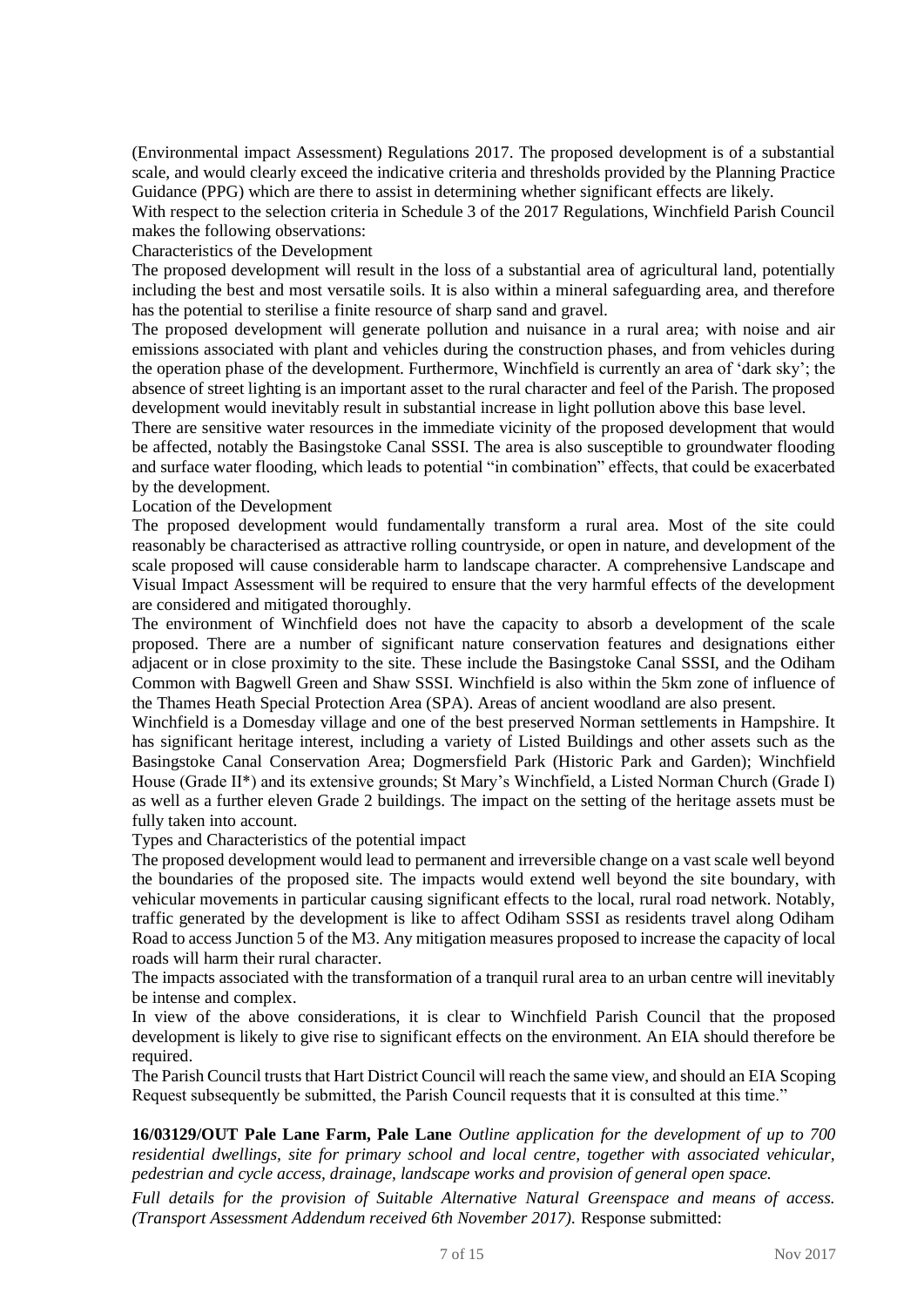(Environmental impact Assessment) Regulations 2017. The proposed development is of a substantial scale, and would clearly exceed the indicative criteria and thresholds provided by the Planning Practice Guidance (PPG) which are there to assist in determining whether significant effects are likely.

With respect to the selection criteria in Schedule 3 of the 2017 Regulations, Winchfield Parish Council makes the following observations:

Characteristics of the Development

The proposed development will result in the loss of a substantial area of agricultural land, potentially including the best and most versatile soils. It is also within a mineral safeguarding area, and therefore has the potential to sterilise a finite resource of sharp sand and gravel.

The proposed development will generate pollution and nuisance in a rural area; with noise and air emissions associated with plant and vehicles during the construction phases, and from vehicles during the operation phase of the development. Furthermore, Winchfield is currently an area of 'dark sky'; the absence of street lighting is an important asset to the rural character and feel of the Parish. The proposed development would inevitably result in substantial increase in light pollution above this base level.

There are sensitive water resources in the immediate vicinity of the proposed development that would be affected, notably the Basingstoke Canal SSSI. The area is also susceptible to groundwater flooding and surface water flooding, which leads to potential "in combination" effects, that could be exacerbated by the development.

Location of the Development

The proposed development would fundamentally transform a rural area. Most of the site could reasonably be characterised as attractive rolling countryside, or open in nature, and development of the scale proposed will cause considerable harm to landscape character. A comprehensive Landscape and Visual Impact Assessment will be required to ensure that the very harmful effects of the development are considered and mitigated thoroughly.

The environment of Winchfield does not have the capacity to absorb a development of the scale proposed. There are a number of significant nature conservation features and designations either adjacent or in close proximity to the site. These include the Basingstoke Canal SSSI, and the Odiham Common with Bagwell Green and Shaw SSSI. Winchfield is also within the 5km zone of influence of the Thames Heath Special Protection Area (SPA). Areas of ancient woodland are also present.

Winchfield is a Domesday village and one of the best preserved Norman settlements in Hampshire. It has significant heritage interest, including a variety of Listed Buildings and other assets such as the Basingstoke Canal Conservation Area; Dogmersfield Park (Historic Park and Garden); Winchfield House (Grade II*) and its extensive grounds; St Mary's Winchfield, a Listed Norman Church (Grade I) as well as a further eleven Grade 2 buildings. The impact on the setting of the heritage assets must be fully taken into account.

Types and Characteristics of the potential impact

The proposed development would lead to permanent and irreversible change on a vast scale well beyond the boundaries of the proposed site. The impacts would extend well beyond the site boundary, with vehicular movements in particular causing significant effects to the local, rural road network. Notably, traffic generated by the development is like to affect Odiham SSSI as residents travel along Odiham Road to access Junction 5 of the M3. Any mitigation measures proposed to increase the capacity of local roads will harm their rural character.

The impacts associated with the transformation of a tranquil rural area to an urban centre will inevitably be intense and complex.

In view of the above considerations, it is clear to Winchfield Parish Council that the proposed development is likely to give rise to significant effects on the environment. An EIA should therefore be required.

The Parish Council trusts that Hart District Council will reach the same view, and should an EIA Scoping Request subsequently be submitted, the Parish Council requests that it is consulted at this time."

**16/03129/OUT Pale Lane Farm, Pale Lane** *Outline application for the development of up to 700 residential dwellings, site for primary school and local centre, together with associated vehicular, pedestrian and cycle access, drainage, landscape works and provision of general open space.*

*Full details for the provision of Suitable Alternative Natural Greenspace and means of access. (Transport Assessment Addendum received 6th November 2017).* Response submitted: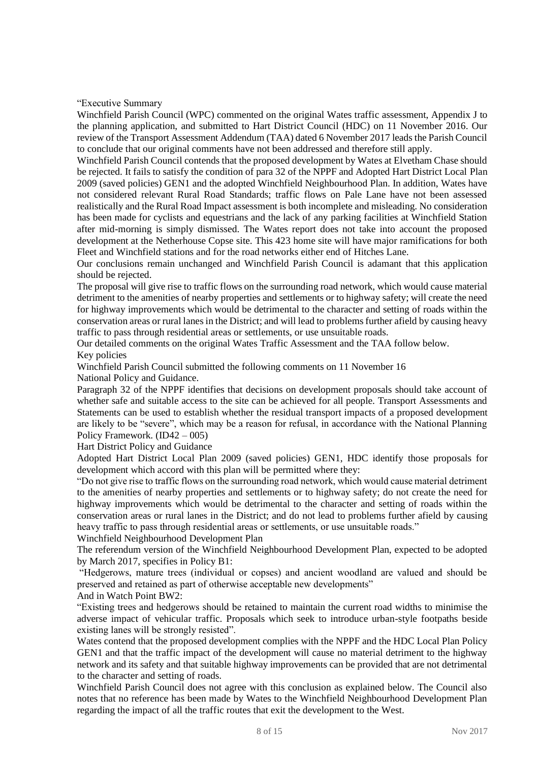"Executive Summary

Winchfield Parish Council (WPC) commented on the original Wates traffic assessment, Appendix J to the planning application, and submitted to Hart District Council (HDC) on 11 November 2016. Our review of the Transport Assessment Addendum (TAA) dated 6 November 2017 leads the Parish Council to conclude that our original comments have not been addressed and therefore still apply.

Winchfield Parish Council contends that the proposed development by Wates at Elvetham Chase should be rejected. It fails to satisfy the condition of para 32 of the NPPF and Adopted Hart District Local Plan 2009 (saved policies) GEN1 and the adopted Winchfield Neighbourhood Plan. In addition, Wates have not considered relevant Rural Road Standards; traffic flows on Pale Lane have not been assessed realistically and the Rural Road Impact assessment is both incomplete and misleading. No consideration has been made for cyclists and equestrians and the lack of any parking facilities at Winchfield Station after mid-morning is simply dismissed. The Wates report does not take into account the proposed development at the Netherhouse Copse site. This 423 home site will have major ramifications for both Fleet and Winchfield stations and for the road networks either end of Hitches Lane.

Our conclusions remain unchanged and Winchfield Parish Council is adamant that this application should be rejected.

The proposal will give rise to traffic flows on the surrounding road network, which would cause material detriment to the amenities of nearby properties and settlements or to highway safety; will create the need for highway improvements which would be detrimental to the character and setting of roads within the conservation areas or rural lanes in the District; and will lead to problems further afield by causing heavy traffic to pass through residential areas or settlements, or use unsuitable roads.

Our detailed comments on the original Wates Traffic Assessment and the TAA follow below.

Key policies

Winchfield Parish Council submitted the following comments on 11 November 16

National Policy and Guidance.

Paragraph 32 of the NPPF identifies that decisions on development proposals should take account of whether safe and suitable access to the site can be achieved for all people. Transport Assessments and Statements can be used to establish whether the residual transport impacts of a proposed development are likely to be "severe", which may be a reason for refusal, in accordance with the National Planning Policy Framework. (ID42 – 005)

Hart District Policy and Guidance

Adopted Hart District Local Plan 2009 (saved policies) GEN1, HDC identify those proposals for development which accord with this plan will be permitted where they:

"Do not give rise to traffic flows on the surrounding road network, which would cause material detriment to the amenities of nearby properties and settlements or to highway safety; do not create the need for highway improvements which would be detrimental to the character and setting of roads within the conservation areas or rural lanes in the District; and do not lead to problems further afield by causing heavy traffic to pass through residential areas or settlements, or use unsuitable roads."

Winchfield Neighbourhood Development Plan

The referendum version of the Winchfield Neighbourhood Development Plan, expected to be adopted by March 2017, specifies in Policy B1:

"Hedgerows, mature trees (individual or copses) and ancient woodland are valued and should be preserved and retained as part of otherwise acceptable new developments"

And in Watch Point BW2:

"Existing trees and hedgerows should be retained to maintain the current road widths to minimise the adverse impact of vehicular traffic. Proposals which seek to introduce urban-style footpaths beside existing lanes will be strongly resisted".

Wates contend that the proposed development complies with the NPPF and the HDC Local Plan Policy GEN1 and that the traffic impact of the development will cause no material detriment to the highway network and its safety and that suitable highway improvements can be provided that are not detrimental to the character and setting of roads.

Winchfield Parish Council does not agree with this conclusion as explained below. The Council also notes that no reference has been made by Wates to the Winchfield Neighbourhood Development Plan regarding the impact of all the traffic routes that exit the development to the West.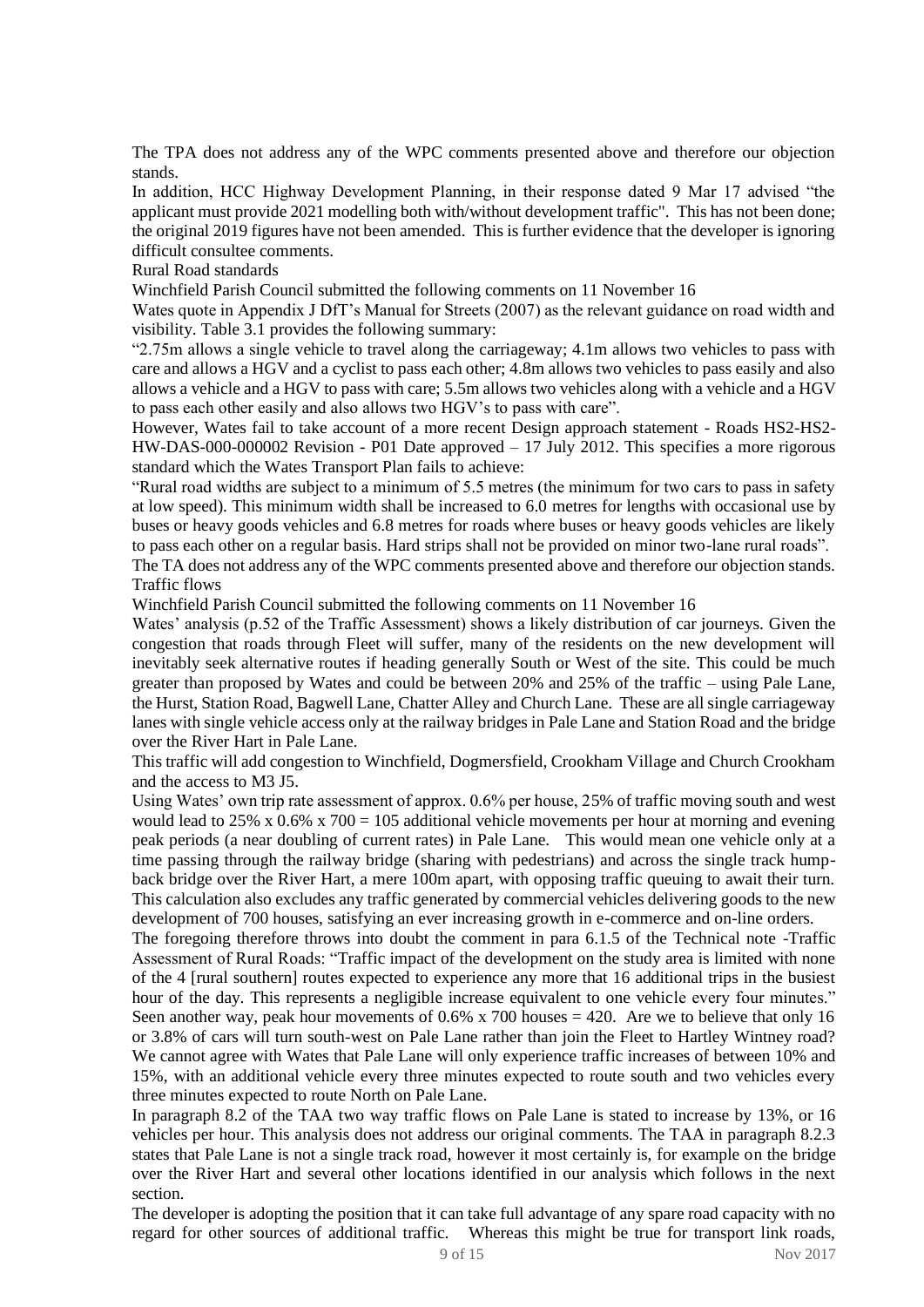The TPA does not address any of the WPC comments presented above and therefore our objection stands.

In addition, HCC Highway Development Planning, in their response dated 9 Mar 17 advised "the applicant must provide 2021 modelling both with/without development traffic". This has not been done; the original 2019 figures have not been amended. This is further evidence that the developer is ignoring difficult consultee comments.

### Rural Road standards

Winchfield Parish Council submitted the following comments on 11 November 16

Wates quote in Appendix J DfT's Manual for Streets (2007) as the relevant guidance on road width and visibility. Table 3.1 provides the following summary:

"2.75m allows a single vehicle to travel along the carriageway; 4.1m allows two vehicles to pass with care and allows a HGV and a cyclist to pass each other; 4.8m allows two vehicles to pass easily and also allows a vehicle and a HGV to pass with care; 5.5m allows two vehicles along with a vehicle and a HGV to pass each other easily and also allows two HGV's to pass with care".

However, Wates fail to take account of a more recent Design approach statement - Roads HS2-HS2-HW-DAS-000-000002 Revision - P01 Date approved – 17 July 2012. This specifies a more rigorous standard which the Wates Transport Plan fails to achieve:

"Rural road widths are subject to a minimum of 5.5 metres (the minimum for two cars to pass in safety at low speed). This minimum width shall be increased to 6.0 metres for lengths with occasional use by buses or heavy goods vehicles and 6.8 metres for roads where buses or heavy goods vehicles are likely to pass each other on a regular basis. Hard strips shall not be provided on minor two-lane rural roads".

The TA does not address any of the WPC comments presented above and therefore our objection stands.

### Traffic flows

Winchfield Parish Council submitted the following comments on 11 November 16

Wates' analysis (p.52 of the Traffic Assessment) shows a likely distribution of car journeys. Given the congestion that roads through Fleet will suffer, many of the residents on the new development will inevitably seek alternative routes if heading generally South or West of the site. This could be much greater than proposed by Wates and could be between 20% and 25% of the traffic – using Pale Lane, the Hurst, Station Road, Bagwell Lane, Chatter Alley and Church Lane. These are all single carriageway lanes with single vehicle access only at the railway bridges in Pale Lane and Station Road and the bridge over the River Hart in Pale Lane.

This traffic will add congestion to Winchfield, Dogmersfield, Crookham Village and Church Crookham and the access to M3 J5.

Using Wates' own trip rate assessment of approx. 0.6% per house, 25% of traffic moving south and west would lead to 25% x 0.6% x 700 = 105 additional vehicle movements per hour at morning and evening peak periods (a near doubling of current rates) in Pale Lane. This would mean one vehicle only at a time passing through the railway bridge (sharing with pedestrians) and across the single track hump-back bridge over the River Hart, a mere 100m apart, with opposing traffic queuing to await their turn. This calculation also excludes any traffic generated by commercial vehicles delivering goods to the new development of 700 houses, satisfying an ever increasing growth in e-commerce and on-line orders.

The foregoing therefore throws into doubt the comment in para 6.1.5 of the Technical note -Traffic Assessment of Rural Roads: "Traffic impact of the development on the study area is limited with none of the 4 [rural southern] routes expected to experience any more that 16 additional trips in the busiest hour of the day. This represents a negligible increase equivalent to one vehicle every four minutes." Seen another way, peak hour movements of 0.6% x 700 houses = 420. Are we to believe that only 16 or 3.8% of cars will turn south-west on Pale Lane rather than join the Fleet to Hartley Wintney road? We cannot agree with Wates that Pale Lane will only experience traffic increases of between 10% and 15%, with an additional vehicle every three minutes expected to route south and two vehicles every three minutes expected to route North on Pale Lane.

In paragraph 8.2 of the TAA two way traffic flows on Pale Lane is stated to increase by 13%, or 16 vehicles per hour. This analysis does not address our original comments. The TAA in paragraph 8.2.3 states that Pale Lane is not a single track road, however it most certainly is, for example on the bridge over the River Hart and several other locations identified in our analysis which follows in the next section.

The developer is adopting the position that it can take full advantage of any spare road capacity with no regard for other sources of additional traffic. Whereas this might be true for transport link roads,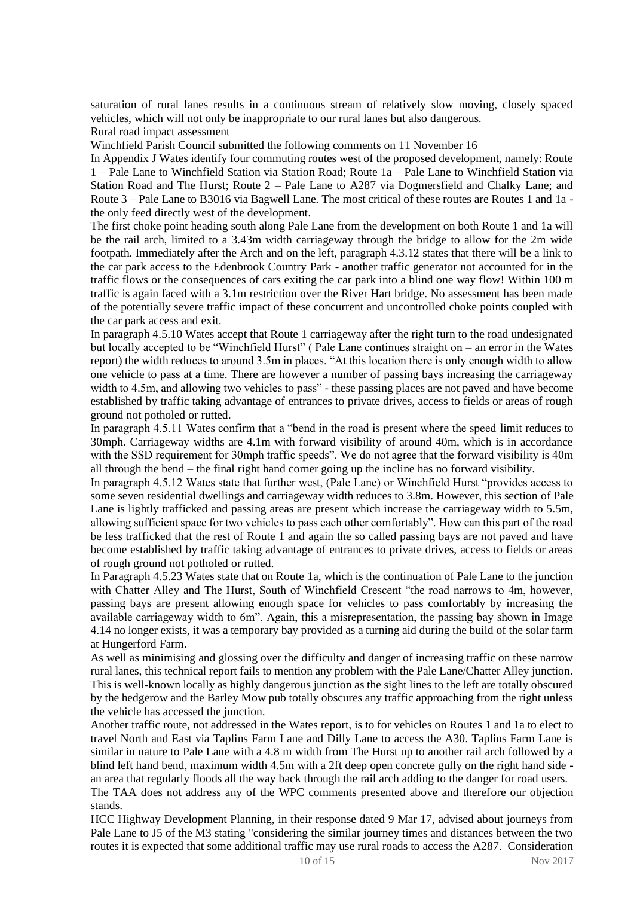saturation of rural lanes results in a continuous stream of relatively slow moving, closely spaced vehicles, which will not only be inappropriate to our rural lanes but also dangerous.

Rural road impact assessment

Winchfield Parish Council submitted the following comments on 11 November 16

In Appendix J Wates identify four commuting routes west of the proposed development, namely: Route 1 – Pale Lane to Winchfield Station via Station Road; Route 1a – Pale Lane to Winchfield Station via Station Road and The Hurst; Route 2 – Pale Lane to A287 via Dogmersfield and Chalky Lane; and Route 3 – Pale Lane to B3016 via Bagwell Lane. The most critical of these routes are Routes 1 and 1a - the only feed directly west of the development.

The first choke point heading south along Pale Lane from the development on both Route 1 and 1a will be the rail arch, limited to a 3.43m width carriageway through the bridge to allow for the 2m wide footpath. Immediately after the Arch and on the left, paragraph 4.3.12 states that there will be a link to the car park access to the Edenbrook Country Park - another traffic generator not accounted for in the traffic flows or the consequences of cars exiting the car park into a blind one way flow! Within 100 m traffic is again faced with a 3.1m restriction over the River Hart bridge. No assessment has been made of the potentially severe traffic impact of these concurrent and uncontrolled choke points coupled with the car park access and exit.

In paragraph 4.5.10 Wates accept that Route 1 carriageway after the right turn to the road undesignated but locally accepted to be "Winchfield Hurst" ( Pale Lane continues straight on – an error in the Wates report) the width reduces to around 3.5m in places. "At this location there is only enough width to allow one vehicle to pass at a time. There are however a number of passing bays increasing the carriageway width to 4.5m, and allowing two vehicles to pass" - these passing places are not paved and have become established by traffic taking advantage of entrances to private drives, access to fields or areas of rough ground not potholed or rutted.

In paragraph 4.5.11 Wates confirm that a "bend in the road is present where the speed limit reduces to 30mph. Carriageway widths are 4.1m with forward visibility of around 40m, which is in accordance with the SSD requirement for 30mph traffic speeds". We do not agree that the forward visibility is 40m all through the bend – the final right hand corner going up the incline has no forward visibility.

In paragraph 4.5.12 Wates state that further west, (Pale Lane) or Winchfield Hurst "provides access to some seven residential dwellings and carriageway width reduces to 3.8m. However, this section of Pale Lane is lightly trafficked and passing areas are present which increase the carriageway width to 5.5m, allowing sufficient space for two vehicles to pass each other comfortably". How can this part of the road be less trafficked that the rest of Route 1 and again the so called passing bays are not paved and have become established by traffic taking advantage of entrances to private drives, access to fields or areas of rough ground not potholed or rutted.

In Paragraph 4.5.23 Wates state that on Route 1a, which is the continuation of Pale Lane to the junction with Chatter Alley and The Hurst, South of Winchfield Crescent "the road narrows to 4m, however, passing bays are present allowing enough space for vehicles to pass comfortably by increasing the available carriageway width to 6m". Again, this a misrepresentation, the passing bay shown in Image 4.14 no longer exists, it was a temporary bay provided as a turning aid during the build of the solar farm at Hungerford Farm.

As well as minimising and glossing over the difficulty and danger of increasing traffic on these narrow rural lanes, this technical report fails to mention any problem with the Pale Lane/Chatter Alley junction. This is well-known locally as highly dangerous junction as the sight lines to the left are totally obscured by the hedgerow and the Barley Mow pub totally obscures any traffic approaching from the right unless the vehicle has accessed the junction.

Another traffic route, not addressed in the Wates report, is to for vehicles on Routes 1 and 1a to elect to travel North and East via Taplins Farm Lane and Dilly Lane to access the A30. Taplins Farm Lane is similar in nature to Pale Lane with a 4.8 m width from The Hurst up to another rail arch followed by a blind left hand bend, maximum width 4.5m with a 2ft deep open concrete gully on the right hand side - an area that regularly floods all the way back through the rail arch adding to the danger for road users.

The TAA does not address any of the WPC comments presented above and therefore our objection stands.

HCC Highway Development Planning, in their response dated 9 Mar 17, advised about journeys from Pale Lane to J5 of the M3 stating "considering the similar journey times and distances between the two routes it is expected that some additional traffic may use rural roads to access the A287. Consideration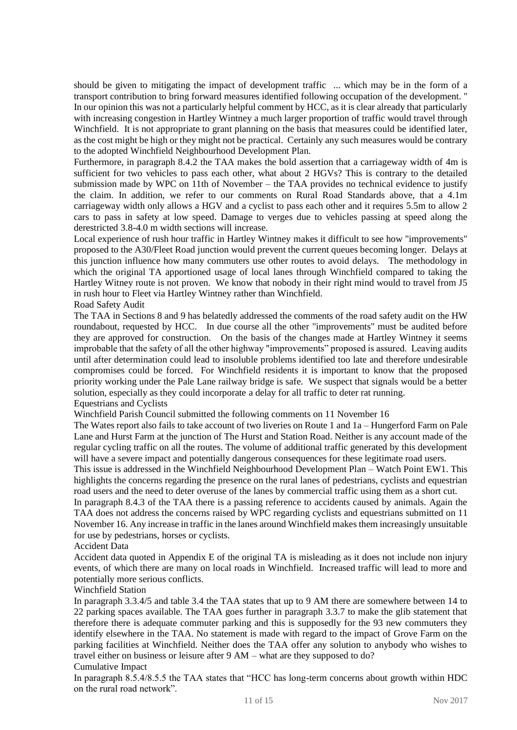should be given to mitigating the impact of development traffic ... which may be in the form of a transport contribution to bring forward measures identified following occupation of the development. "

In our opinion this was not a particularly helpful comment by HCC, as it is clear already that particularly with increasing congestion in Hartley Wintney a much larger proportion of traffic would travel through Winchfield. It is not appropriate to grant planning on the basis that measures could be identified later, as the cost might be high or they might not be practical. Certainly any such measures would be contrary to the adopted Winchfield Neighbourhood Development Plan.

Furthermore, in paragraph 8.4.2 the TAA makes the bold assertion that a carriageway width of 4m is sufficient for two vehicles to pass each other, what about 2 HGVs? This is contrary to the detailed submission made by WPC on 11th of November – the TAA provides no technical evidence to justify the claim. In addition, we refer to our comments on Rural Road Standards above, that a 4.1m carriageway width only allows a HGV and a cyclist to pass each other and it requires 5.5m to allow 2 cars to pass in safety at low speed. Damage to verges due to vehicles passing at speed along the derestricted 3.8-4.0 m width sections will increase.

Local experience of rush hour traffic in Hartley Wintney makes it difficult to see how "improvements" proposed to the A30/Fleet Road junction would prevent the current queues becoming longer. Delays at this junction influence how many commuters use other routes to avoid delays. The methodology in which the original TA apportioned usage of local lanes through Winchfield compared to taking the Hartley Witney route is not proven. We know that nobody in their right mind would to travel from J5 in rush hour to Fleet via Hartley Wintney rather than Winchfield.

## Road Safety Audit

The TAA in Sections 8 and 9 has belatedly addressed the comments of the road safety audit on the HW roundabout, requested by HCC. In due course all the other "improvements" must be audited before they are approved for construction. On the basis of the changes made at Hartley Wintney it seems improbable that the safety of all the other highway "improvements" proposed is assured. Leaving audits until after determination could lead to insoluble problems identified too late and therefore undesirable compromises could be forced. For Winchfield residents it is important to know that the proposed priority working under the Pale Lane railway bridge is safe. We suspect that signals would be a better solution, especially as they could incorporate a delay for all traffic to deter rat running.

## Equestrians and Cyclists

Winchfield Parish Council submitted the following comments on 11 November 16

The Wates report also fails to take account of two liveries on Route 1 and 1a – Hungerford Farm on Pale Lane and Hurst Farm at the junction of The Hurst and Station Road. Neither is any account made of the regular cycling traffic on all the routes. The volume of additional traffic generated by this development will have a severe impact and potentially dangerous consequences for these legitimate road users.

This issue is addressed in the Winchfield Neighbourhood Development Plan – Watch Point EW1. This highlights the concerns regarding the presence on the rural lanes of pedestrians, cyclists and equestrian road users and the need to deter overuse of the lanes by commercial traffic using them as a short cut.

In paragraph 8.4.3 of the TAA there is a passing reference to accidents caused by animals. Again the TAA does not address the concerns raised by WPC regarding cyclists and equestrians submitted on 11 November 16. Any increase in traffic in the lanes around Winchfield makes them increasingly unsuitable for use by pedestrians, horses or cyclists.

## Accident Data

Accident data quoted in Appendix E of the original TA is misleading as it does not include non injury events, of which there are many on local roads in Winchfield. Increased traffic will lead to more and potentially more serious conflicts.

## Winchfield Station

In paragraph 3.3.4/5 and table 3.4 the TAA states that up to 9 AM there are somewhere between 14 to 22 parking spaces available. The TAA goes further in paragraph 3.3.7 to make the glib statement that therefore there is adequate commuter parking and this is supposedly for the 93 new commuters they identify elsewhere in the TAA. No statement is made with regard to the impact of Grove Farm on the parking facilities at Winchfield. Neither does the TAA offer any solution to anybody who wishes to travel either on business or leisure after 9 AM – what are they supposed to do?

## Cumulative Impact

In paragraph 8.5.4/8.5.5 the TAA states that "HCC has long-term concerns about growth within HDC on the rural road network".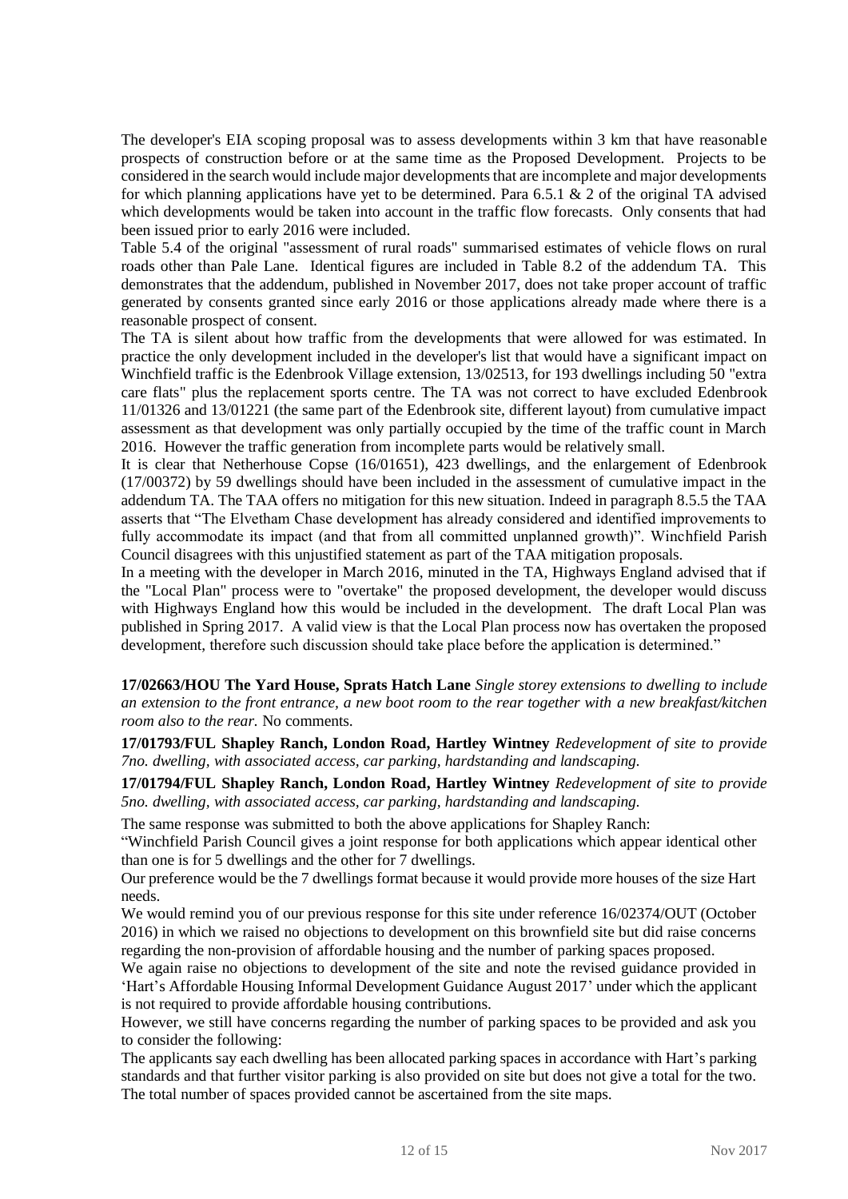The developer's EIA scoping proposal was to assess developments within 3 km that have reasonable prospects of construction before or at the same time as the Proposed Development. Projects to be considered in the search would include major developments that are incomplete and major developments for which planning applications have yet to be determined. Para 6.5.1 & 2 of the original TA advised which developments would be taken into account in the traffic flow forecasts. Only consents that had been issued prior to early 2016 were included.

Table 5.4 of the original "assessment of rural roads" summarised estimates of vehicle flows on rural roads other than Pale Lane. Identical figures are included in Table 8.2 of the addendum TA. This demonstrates that the addendum, published in November 2017, does not take proper account of traffic generated by consents granted since early 2016 or those applications already made where there is a reasonable prospect of consent.

The TA is silent about how traffic from the developments that were allowed for was estimated. In practice the only development included in the developer's list that would have a significant impact on Winchfield traffic is the Edenbrook Village extension, 13/02513, for 193 dwellings including 50 "extra care flats" plus the replacement sports centre. The TA was not correct to have excluded Edenbrook 11/01326 and 13/01221 (the same part of the Edenbrook site, different layout) from cumulative impact assessment as that development was only partially occupied by the time of the traffic count in March 2016. However the traffic generation from incomplete parts would be relatively small.

It is clear that Netherhouse Copse (16/01651), 423 dwellings, and the enlargement of Edenbrook (17/00372) by 59 dwellings should have been included in the assessment of cumulative impact in the addendum TA. The TAA offers no mitigation for this new situation. Indeed in paragraph 8.5.5 the TAA asserts that "The Elvetham Chase development has already considered and identified improvements to fully accommodate its impact (and that from all committed unplanned growth)". Winchfield Parish Council disagrees with this unjustified statement as part of the TAA mitigation proposals.

In a meeting with the developer in March 2016, minuted in the TA, Highways England advised that if the "Local Plan" process were to "overtake" the proposed development, the developer would discuss with Highways England how this would be included in the development. The draft Local Plan was published in Spring 2017. A valid view is that the Local Plan process now has overtaken the proposed development, therefore such discussion should take place before the application is determined."

**17/02663/HOU The Yard House, Sprats Hatch Lane** *Single storey extensions to dwelling to include an extension to the front entrance, a new boot room to the rear together with a new breakfast/kitchen room also to the rear.* No comments.

**17/01793/FUL Shapley Ranch, London Road, Hartley Wintney** *Redevelopment of site to provide 7no. dwelling, with associated access, car parking, hardstanding and landscaping.*

**17/01794/FUL Shapley Ranch, London Road, Hartley Wintney** *Redevelopment of site to provide 5no. dwelling, with associated access, car parking, hardstanding and landscaping.*

The same response was submitted to both the above applications for Shapley Ranch:

"Winchfield Parish Council gives a joint response for both applications which appear identical other than one is for 5 dwellings and the other for 7 dwellings.

Our preference would be the 7 dwellings format because it would provide more houses of the size Hart needs.

We would remind you of our previous response for this site under reference 16/02374/OUT (October 2016) in which we raised no objections to development on this brownfield site but did raise concerns regarding the non-provision of affordable housing and the number of parking spaces proposed.

We again raise no objections to development of the site and note the revised guidance provided in 'Hart's Affordable Housing Informal Development Guidance August 2017' under which the applicant is not required to provide affordable housing contributions.

However, we still have concerns regarding the number of parking spaces to be provided and ask you to consider the following:

The applicants say each dwelling has been allocated parking spaces in accordance with Hart's parking standards and that further visitor parking is also provided on site but does not give a total for the two. The total number of spaces provided cannot be ascertained from the site maps.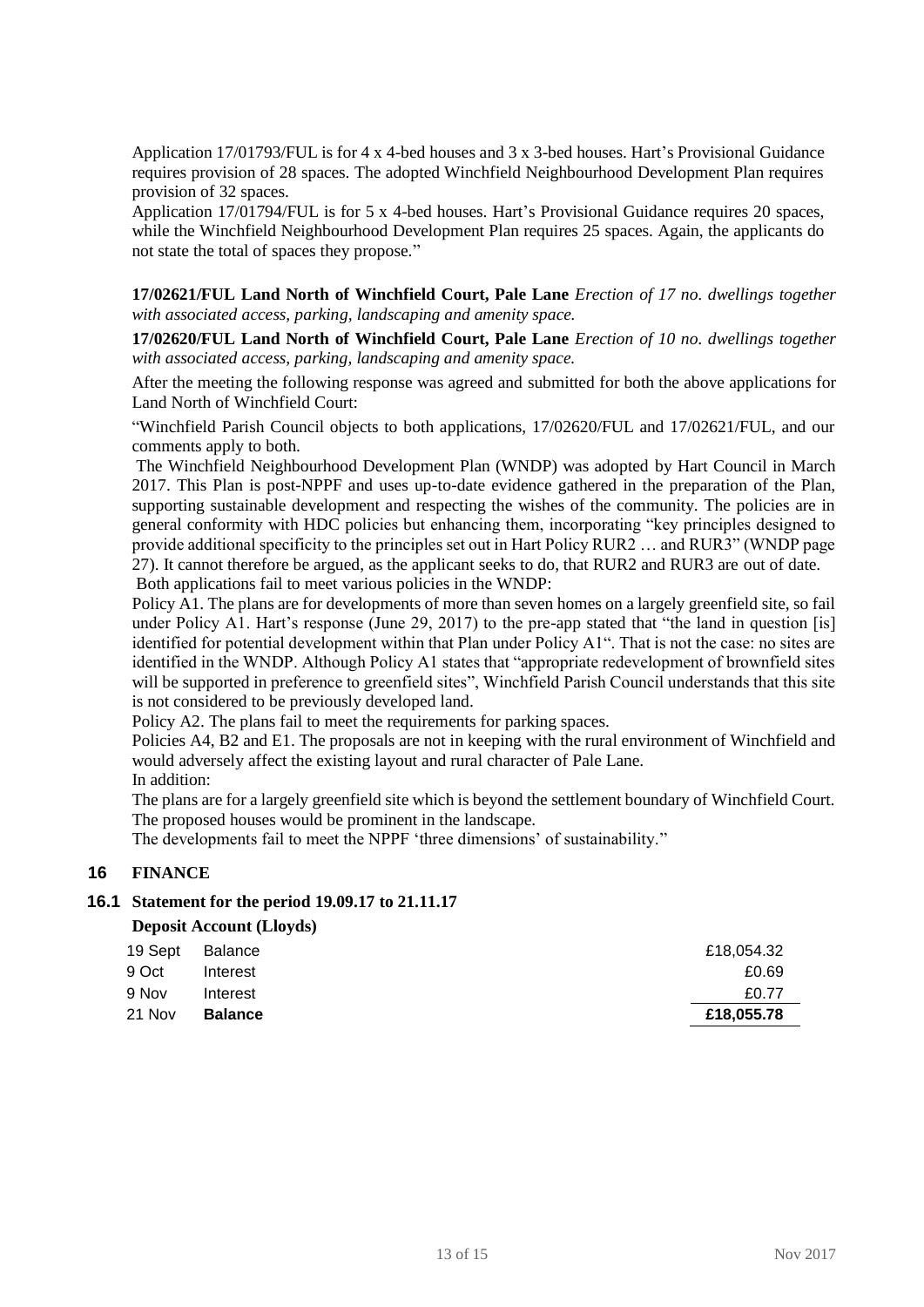Application 17/01793/FUL is for 4 x 4-bed houses and 3 x 3-bed houses. Hart's Provisional Guidance requires provision of 28 spaces. The adopted Winchfield Neighbourhood Development Plan requires provision of 32 spaces.

Application 17/01794/FUL is for 5 x 4-bed houses. Hart's Provisional Guidance requires 20 spaces, while the Winchfield Neighbourhood Development Plan requires 25 spaces. Again, the applicants do not state the total of spaces they propose."

**17/02621/FUL Land North of Winchfield Court, Pale Lane** *Erection of 17 no. dwellings together with associated access, parking, landscaping and amenity space.*

**17/02620/FUL Land North of Winchfield Court, Pale Lane** *Erection of 10 no. dwellings together with associated access, parking, landscaping and amenity space.*

After the meeting the following response was agreed and submitted for both the above applications for Land North of Winchfield Court:

"Winchfield Parish Council objects to both applications, 17/02620/FUL and 17/02621/FUL, and our comments apply to both.

The Winchfield Neighbourhood Development Plan (WNDP) was adopted by Hart Council in March 2017. This Plan is post-NPPF and uses up-to-date evidence gathered in the preparation of the Plan, supporting sustainable development and respecting the wishes of the community. The policies are in general conformity with HDC policies but enhancing them, incorporating "key principles designed to provide additional specificity to the principles set out in Hart Policy RUR2 … and RUR3" (WNDP page 27). It cannot therefore be argued, as the applicant seeks to do, that RUR2 and RUR3 are out of date.

Both applications fail to meet various policies in the WNDP:

Policy A1. The plans are for developments of more than seven homes on a largely greenfield site, so fail under Policy A1. Hart's response (June 29, 2017) to the pre-app stated that "the land in question [is] identified for potential development within that Plan under Policy A1". That is not the case: no sites are identified in the WNDP. Although Policy A1 states that "appropriate redevelopment of brownfield sites will be supported in preference to greenfield sites", Winchfield Parish Council understands that this site is not considered to be previously developed land.

Policy A2. The plans fail to meet the requirements for parking spaces.

Policies A4, B2 and E1. The proposals are not in keeping with the rural environment of Winchfield and would adversely affect the existing layout and rural character of Pale Lane.

In addition:

The plans are for a largely greenfield site which is beyond the settlement boundary of Winchfield Court. The proposed houses would be prominent in the landscape.

The developments fail to meet the NPPF 'three dimensions' of sustainability."

## 16 FINANCE

### 16.1 Statement for the period 19.09.17 to 21.11.17

**Deposit Account (Lloyds)**

| | | |
|---|---|---|
| 19 Sept | Balance | £18,054.32 |
| 9 Oct | Interest | £0.69 |
| 9 Nov | Interest | £0.77 |
| 21 Nov | **Balance** | **£18,055.78** |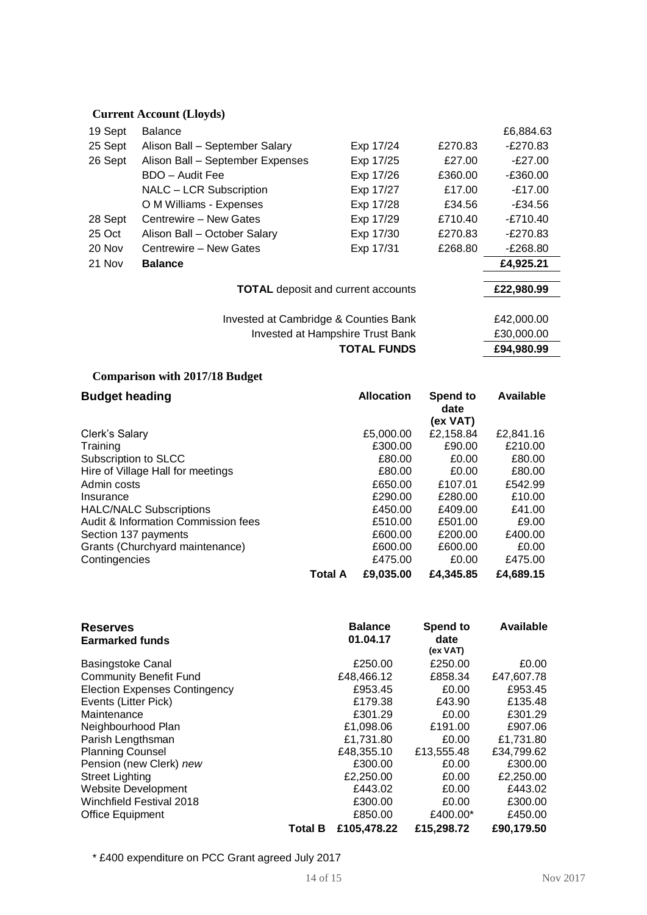### Current Account (Lloyds)

| Date | Description | Ref | Amount | Balance |
|---|---|---|---|---|
| 19 Sept | Balance | | | £6,884.63 |
| 25 Sept | Alison Ball – September Salary | Exp 17/24 | £270.83 | -£270.83 |
| 26 Sept | Alison Ball – September Expenses | Exp 17/25 | £27.00 | -£27.00 |
| | BDO – Audit Fee | Exp 17/26 | £360.00 | -£360.00 |
| | NALC – LCR Subscription | Exp 17/27 | £17.00 | -£17.00 |
| | O M Williams - Expenses | Exp 17/28 | £34.56 | -£34.56 |
| 28 Sept | Centrewire – New Gates | Exp 17/29 | £710.40 | -£710.40 |
| 25 Oct | Alison Ball – October Salary | Exp 17/30 | £270.83 | -£270.83 |
| 20 Nov | Centrewire – New Gates | Exp 17/31 | £268.80 | -£268.80 |
| 21 Nov | **Balance** | | | **£4,925.21** |
| | **TOTAL** deposit and current accounts | | | **£22,980.99** |
| | Invested at Cambridge & Counties Bank | | | £42,000.00 |
| | Invested at Hampshire Trust Bank | | | £30,000.00 |
| | **TOTAL FUNDS** | | | **£94,980.99** |

### Comparison with 2017/18 Budget

| Budget heading | Allocation | Spend to date (ex VAT) | Available |
|---|---|---|---|
| Clerk's Salary | £5,000.00 | £2,158.84 | £2,841.16 |
| Training | £300.00 | £90.00 | £210.00 |
| Subscription to SLCC | £80.00 | £0.00 | £80.00 |
| Hire of Village Hall for meetings | £80.00 | £0.00 | £80.00 |
| Admin costs | £650.00 | £107.01 | £542.99 |
| Insurance | £290.00 | £280.00 | £10.00 |
| HALC/NALC Subscriptions | £450.00 | £409.00 | £41.00 |
| Audit & Information Commission fees | £510.00 | £501.00 | £9.00 |
| Section 137 payments | £600.00 | £200.00 | £400.00 |
| Grants (Churchyard maintenance) | £600.00 | £600.00 | £0.00 |
| Contingencies | £475.00 | £0.00 | £475.00 |
| **Total A** | **£9,035.00** | **£4,345.85** | **£4,689.15** |

| Reserves Earmarked funds | Balance 01.04.17 | Spend to date (ex VAT) | Available |
|---|---|---|---|
| Basingstoke Canal | £250.00 | £250.00 | £0.00 |
| Community Benefit Fund | £48,466.12 | £858.34 | £47,607.78 |
| Election Expenses Contingency | £953.45 | £0.00 | £953.45 |
| Events (Litter Pick) | £179.38 | £43.90 | £135.48 |
| Maintenance | £301.29 | £0.00 | £301.29 |
| Neighbourhood Plan | £1,098.06 | £191.00 | £907.06 |
| Parish Lengthsman | £1,731.80 | £0.00 | £1,731.80 |
| Planning Counsel | £48,355.10 | £13,555.48 | £34,799.62 |
| Pension (new Clerk) *new* | £300.00 | £0.00 | £300.00 |
| Street Lighting | £2,250.00 | £0.00 | £2,250.00 |
| Website Development | £443.02 | £0.00 | £443.02 |
| Winchfield Festival 2018 | £300.00 | £0.00 | £300.00 |
| Office Equipment | £850.00 | £400.00* | £450.00 |
| **Total B** | **£105,478.22** | **£15,298.72** | **£90,179.50** |

* £400 expenditure on PCC Grant agreed July 2017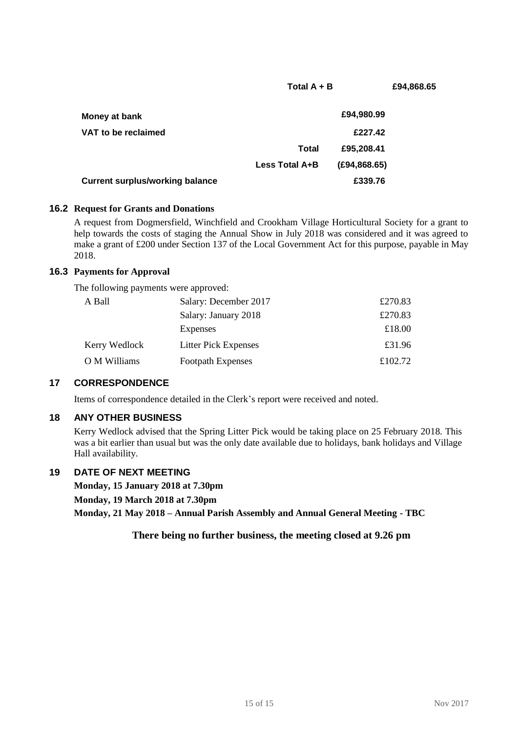| | | |
|---|---|---|
| | Total A + B | £94,868.65 |

| | | |
|---|---|---|
| **Money at bank** | | **£94,980.99** |
| **VAT to be reclaimed** | | **£227.42** |
| | **Total** | **£95,208.41** |
| | **Less Total A+B** | **(£94,868.65)** |
| **Current surplus/working balance** | | **£339.76** |

### 16.2 Request for Grants and Donations

A request from Dogmersfield, Winchfield and Crookham Village Horticultural Society for a grant to help towards the costs of staging the Annual Show in July 2018 was considered and it was agreed to make a grant of £200 under Section 137 of the Local Government Act for this purpose, payable in May 2018.

### 16.3 Payments for Approval

The following payments were approved:

| | | |
|---|---|---|
| A Ball | Salary: December 2017 | £270.83 |
| | Salary: January 2018 | £270.83 |
| | Expenses | £18.00 |
| Kerry Wedlock | Litter Pick Expenses | £31.96 |
| O M Williams | Footpath Expenses | £102.72 |

## 17 CORRESPONDENCE

Items of correspondence detailed in the Clerk's report were received and noted.

## 18 ANY OTHER BUSINESS

Kerry Wedlock advised that the Spring Litter Pick would be taking place on 25 February 2018. This was a bit earlier than usual but was the only date available due to holidays, bank holidays and Village Hall availability.

## 19 DATE OF NEXT MEETING

**Monday, 15 January 2018 at 7.30pm**

**Monday, 19 March 2018 at 7.30pm**

**Monday, 21 May 2018 – Annual Parish Assembly and Annual General Meeting - TBC**

**There being no further business, the meeting closed at 9.26 pm**